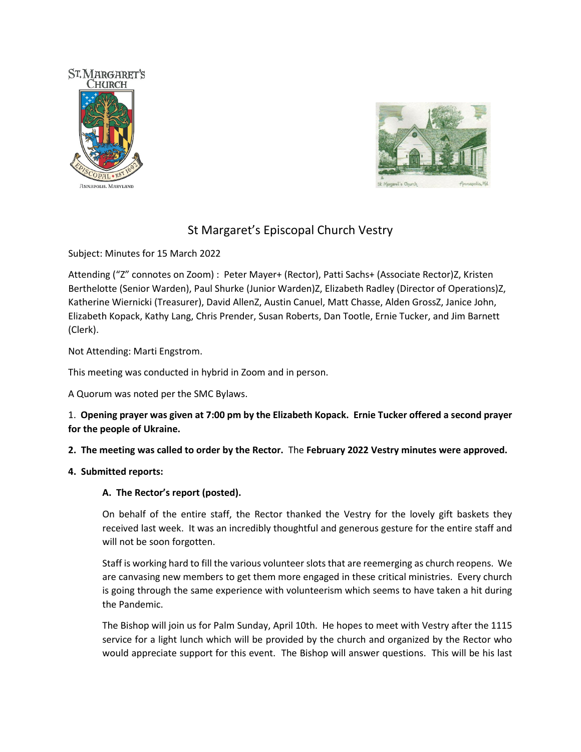# St Margaret's Episcopal Church Vestry

Subject: Minutes for 15 March 2022

Attending ("Z" connotes on Zoom) : Peter Mayer+ (Rector), Patti Sachs+ (Associate Rector)Z, Kristen Berthelotte (Senior Warden), Paul Shurke (Junior Warden)Z, Elizabeth Radley (Director of Operations)Z, Katherine Wiernicki (Treasurer), David AllenZ, Austin Canuel, Matt Chasse, Alden GrossZ, Janice John, Elizabeth Kopack, Kathy Lang, Chris Prender, Susan Roberts, Dan Tootle, Ernie Tucker, and Jim Barnett (Clerk).

Not Attending: Marti Engstrom.

This meeting was conducted in hybrid in Zoom and in person.

A Quorum was noted per the SMC Bylaws.

1. **Opening prayer was given at 7:00 pm by the Elizabeth Kopack. Ernie Tucker offered a second prayer for the people of Ukraine.**

**2. The meeting was called to order by the Rector.** The **February 2022 Vestry minutes were approved.**

**4. Submitted reports:**

**A. The Rector's report (posted).**

On behalf of the entire staff, the Rector thanked the Vestry for the lovely gift baskets they received last week. It was an incredibly thoughtful and generous gesture for the entire staff and will not be soon forgotten.

Staff is working hard to fill the various volunteer slots that are reemerging as church reopens. We are canvasing new members to get them more engaged in these critical ministries. Every church is going through the same experience with volunteerism which seems to have taken a hit during the Pandemic.

The Bishop will join us for Palm Sunday, April 10th. He hopes to meet with Vestry after the 1115 service for a light lunch which will be provided by the church and organized by the Rector who would appreciate support for this event. The Bishop will answer questions. This will be his last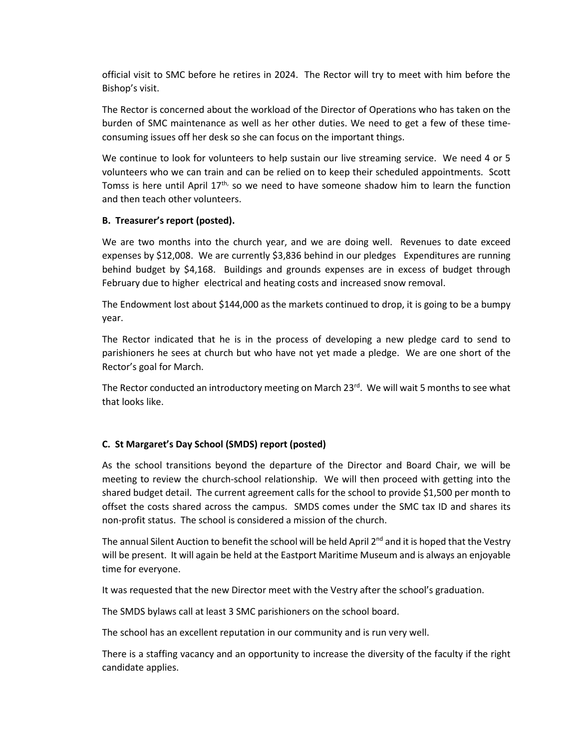official visit to SMC before he retires in 2024. The Rector will try to meet with him before the Bishop's visit.

The Rector is concerned about the workload of the Director of Operations who has taken on the burden of SMC maintenance as well as her other duties. We need to get a few of these time-consuming issues off her desk so she can focus on the important things.

We continue to look for volunteers to help sustain our live streaming service. We need 4 or 5 volunteers who we can train and can be relied on to keep their scheduled appointments. Scott Tomss is here until April 17th, so we need to have someone shadow him to learn the function and then teach other volunteers.

**B. Treasurer's report (posted).**

We are two months into the church year, and we are doing well. Revenues to date exceed expenses by $12,008. We are currently $3,836 behind in our pledges Expenditures are running behind budget by $4,168. Buildings and grounds expenses are in excess of budget through February due to higher electrical and heating costs and increased snow removal.

The Endowment lost about $144,000 as the markets continued to drop, it is going to be a bumpy year.

The Rector indicated that he is in the process of developing a new pledge card to send to parishioners he sees at church but who have not yet made a pledge. We are one short of the Rector's goal for March.

The Rector conducted an introductory meeting on March 23rd. We will wait 5 months to see what that looks like.

**C. St Margaret's Day School (SMDS) report (posted)**

As the school transitions beyond the departure of the Director and Board Chair, we will be meeting to review the church-school relationship. We will then proceed with getting into the shared budget detail. The current agreement calls for the school to provide $1,500 per month to offset the costs shared across the campus. SMDS comes under the SMC tax ID and shares its non-profit status. The school is considered a mission of the church.

The annual Silent Auction to benefit the school will be held April 2nd and it is hoped that the Vestry will be present. It will again be held at the Eastport Maritime Museum and is always an enjoyable time for everyone.

It was requested that the new Director meet with the Vestry after the school's graduation.

The SMDS bylaws call at least 3 SMC parishioners on the school board.

The school has an excellent reputation in our community and is run very well.

There is a staffing vacancy and an opportunity to increase the diversity of the faculty if the right candidate applies.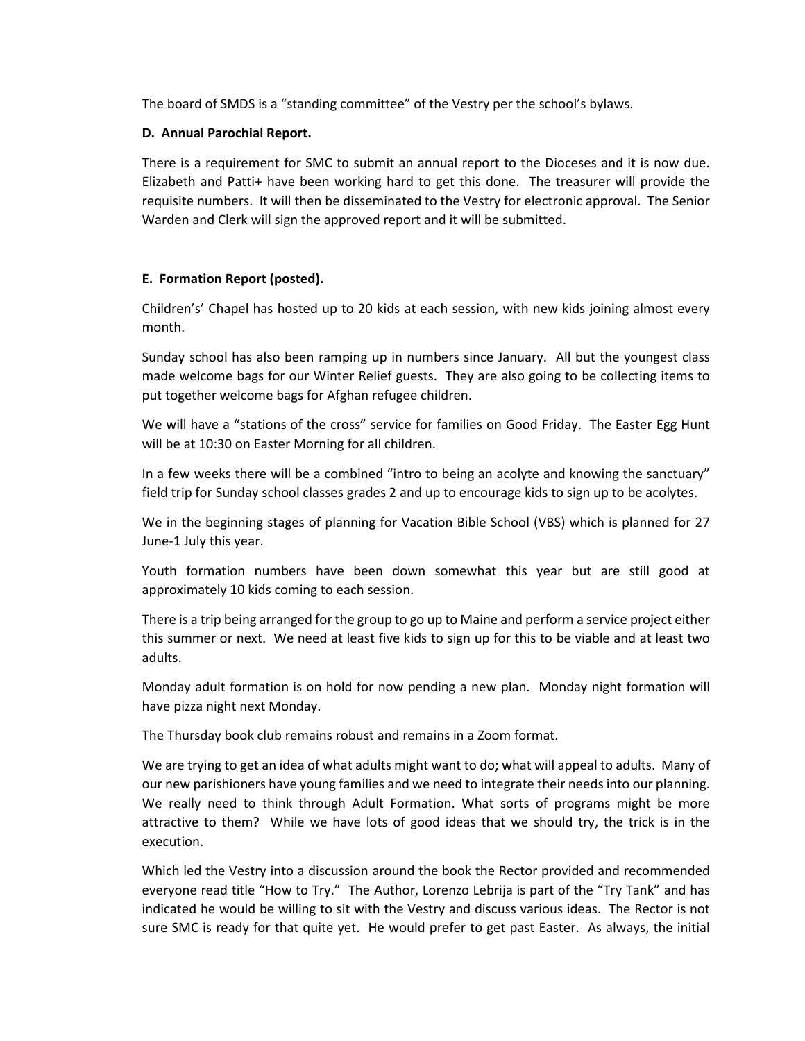The board of SMDS is a “standing committee” of the Vestry per the school’s bylaws.

**D. Annual Parochial Report.**

There is a requirement for SMC to submit an annual report to the Dioceses and it is now due. Elizabeth and Patti+ have been working hard to get this done. The treasurer will provide the requisite numbers. It will then be disseminated to the Vestry for electronic approval. The Senior Warden and Clerk will sign the approved report and it will be submitted.

**E. Formation Report (posted).**

Children’s’ Chapel has hosted up to 20 kids at each session, with new kids joining almost every month.

Sunday school has also been ramping up in numbers since January. All but the youngest class made welcome bags for our Winter Relief guests. They are also going to be collecting items to put together welcome bags for Afghan refugee children.

We will have a “stations of the cross” service for families on Good Friday. The Easter Egg Hunt will be at 10:30 on Easter Morning for all children.

In a few weeks there will be a combined “intro to being an acolyte and knowing the sanctuary” field trip for Sunday school classes grades 2 and up to encourage kids to sign up to be acolytes.

We in the beginning stages of planning for Vacation Bible School (VBS) which is planned for 27 June-1 July this year.

Youth formation numbers have been down somewhat this year but are still good at approximately 10 kids coming to each session.

There is a trip being arranged for the group to go up to Maine and perform a service project either this summer or next. We need at least five kids to sign up for this to be viable and at least two adults.

Monday adult formation is on hold for now pending a new plan. Monday night formation will have pizza night next Monday.

The Thursday book club remains robust and remains in a Zoom format.

We are trying to get an idea of what adults might want to do; what will appeal to adults. Many of our new parishioners have young families and we need to integrate their needs into our planning. We really need to think through Adult Formation. What sorts of programs might be more attractive to them? While we have lots of good ideas that we should try, the trick is in the execution.

Which led the Vestry into a discussion around the book the Rector provided and recommended everyone read title “How to Try.” The Author, Lorenzo Lebrija is part of the “Try Tank” and has indicated he would be willing to sit with the Vestry and discuss various ideas. The Rector is not sure SMC is ready for that quite yet. He would prefer to get past Easter. As always, the initial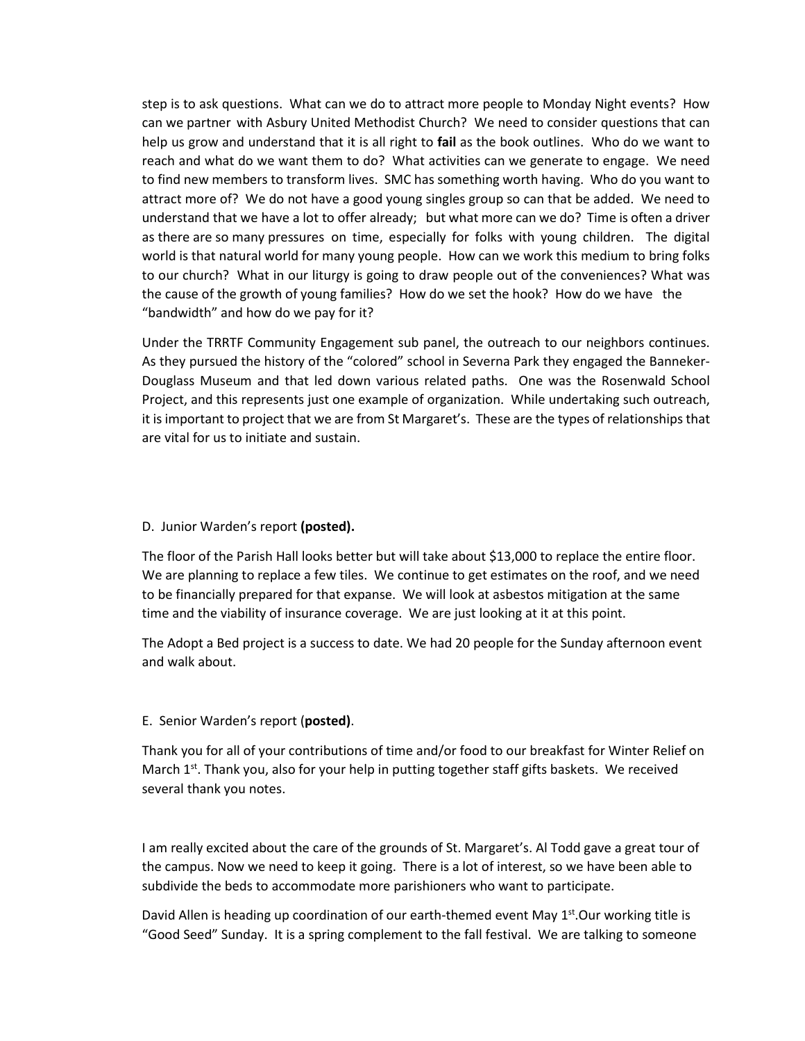step is to ask questions. What can we do to attract more people to Monday Night events? How can we partner with Asbury United Methodist Church? We need to consider questions that can help us grow and understand that it is all right to **fail** as the book outlines. Who do we want to reach and what do we want them to do? What activities can we generate to engage. We need to find new members to transform lives. SMC has something worth having. Who do you want to attract more of? We do not have a good young singles group so can that be added. We need to understand that we have a lot to offer already; but what more can we do? Time is often a driver as there are so many pressures on time, especially for folks with young children. The digital world is that natural world for many young people. How can we work this medium to bring folks to our church? What in our liturgy is going to draw people out of the conveniences? What was the cause of the growth of young families? How do we set the hook? How do we have the "bandwidth" and how do we pay for it?

Under the TRRTF Community Engagement sub panel, the outreach to our neighbors continues. As they pursued the history of the "colored" school in Severna Park they engaged the Banneker-Douglass Museum and that led down various related paths. One was the Rosenwald School Project, and this represents just one example of organization. While undertaking such outreach, it is important to project that we are from St Margaret's. These are the types of relationships that are vital for us to initiate and sustain.

D. Junior Warden's report **(posted).**

The floor of the Parish Hall looks better but will take about $13,000 to replace the entire floor. We are planning to replace a few tiles. We continue to get estimates on the roof, and we need to be financially prepared for that expanse. We will look at asbestos mitigation at the same time and the viability of insurance coverage. We are just looking at it at this point.

The Adopt a Bed project is a success to date. We had 20 people for the Sunday afternoon event and walk about.

E. Senior Warden's report (**posted)**.

Thank you for all of your contributions of time and/or food to our breakfast for Winter Relief on March 1st. Thank you, also for your help in putting together staff gifts baskets. We received several thank you notes.

I am really excited about the care of the grounds of St. Margaret's. Al Todd gave a great tour of the campus. Now we need to keep it going. There is a lot of interest, so we have been able to subdivide the beds to accommodate more parishioners who want to participate.

David Allen is heading up coordination of our earth-themed event May 1st.Our working title is "Good Seed" Sunday. It is a spring complement to the fall festival. We are talking to someone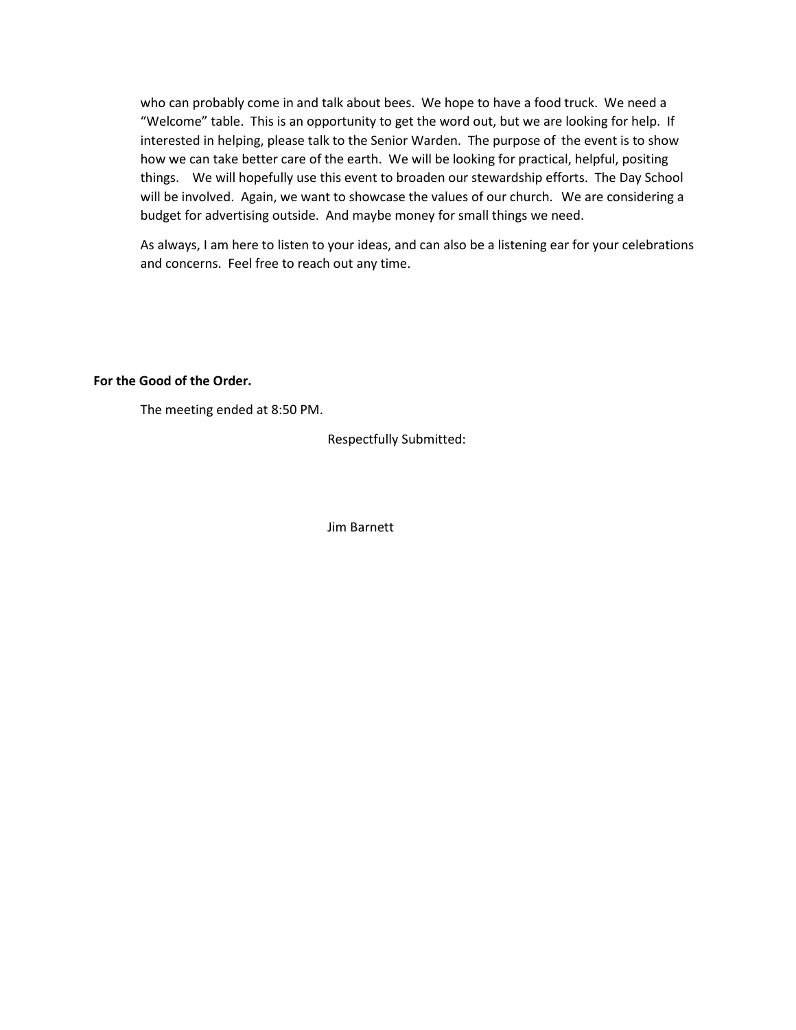who can probably come in and talk about bees. We hope to have a food truck. We need a "Welcome" table. This is an opportunity to get the word out, but we are looking for help. If interested in helping, please talk to the Senior Warden. The purpose of the event is to show how we can take better care of the earth. We will be looking for practical, helpful, positing things. We will hopefully use this event to broaden our stewardship efforts. The Day School will be involved. Again, we want to showcase the values of our church. We are considering a budget for advertising outside. And maybe money for small things we need.

As always, I am here to listen to your ideas, and can also be a listening ear for your celebrations and concerns. Feel free to reach out any time.

**For the Good of the Order.**

The meeting ended at 8:50 PM.

Respectfully Submitted:

Jim Barnett